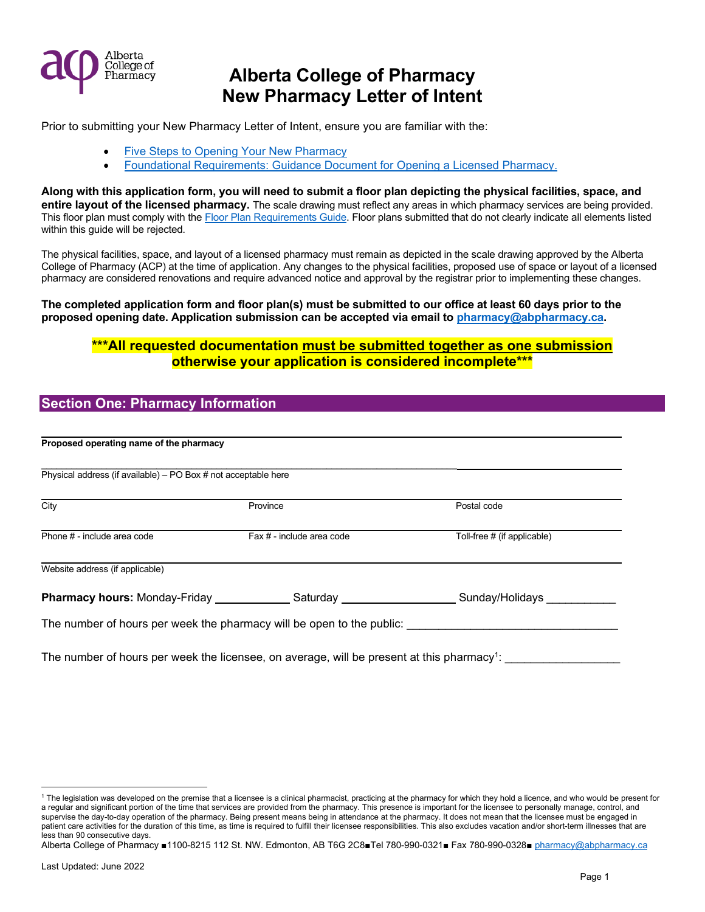# Alberta College of Pharmacy
# New Pharmacy Letter of Intent

Prior to submitting your New Pharmacy Letter of Intent, ensure you are familiar with the:

- Five Steps to Opening Your New Pharmacy
- Foundational Requirements: Guidance Document for Opening a Licensed Pharmacy.

**Along with this application form, you will need to submit a floor plan depicting the physical facilities, space, and entire layout of the licensed pharmacy.** The scale drawing must reflect any areas in which pharmacy services are being provided. This floor plan must comply with the Floor Plan Requirements Guide. Floor plans submitted that do not clearly indicate all elements listed within this guide will be rejected.

The physical facilities, space, and layout of a licensed pharmacy must remain as depicted in the scale drawing approved by the Alberta College of Pharmacy (ACP) at the time of application. Any changes to the physical facilities, proposed use of space or layout of a licensed pharmacy are considered renovations and require advanced notice and approval by the registrar prior to implementing these changes.

**The completed application form and floor plan(s) must be submitted to our office at least 60 days prior to the proposed opening date. Application submission can be accepted via email to pharmacy@abpharmacy.ca.**

**\*\*\*All requested documentation <u>must be submitted together as one submission</u> otherwise your application is considered incomplete\*\*\***

## Section One: Pharmacy Information

**Proposed operating name of the pharmacy** ______________________________

Physical address (if available) – PO Box # not acceptable here ______________________________

| City | Province | Postal code |
|---|---|---|
| | | |

| Phone # - include area code | Fax # - include area code | Toll-free # (if applicable) |
|---|---|---|
| | | |

Website address (if applicable) ______________________________

**Pharmacy hours:** Monday-Friday ____________ Saturday ____________ Sunday/Holidays ____________

The number of hours per week the pharmacy will be open to the public: ______________________________

The number of hours per week the licensee, on average, will be present at this pharmacy[1]: ________________

[1] The legislation was developed on the premise that a licensee is a clinical pharmacist, practicing at the pharmacy for which they hold a licence, and who would be present for a regular and significant portion of the time that services are provided from the pharmacy. This presence is important for the licensee to personally manage, control, and supervise the day-to-day operation of the pharmacy. Being present means being in attendance at the pharmacy. It does not mean that the licensee must be engaged in patient care activities for the duration of this time, as time is required to fulfill their licensee responsibilities. This also excludes vacation and/or short-term illnesses that are less than 90 consecutive days.

Alberta College of Pharmacy ■1100-8215 112 St. NW. Edmonton, AB T6G 2C8■Tel 780-990-0321■ Fax 780-990-0328■ pharmacy@abpharmacy.ca

Last Updated: June 2022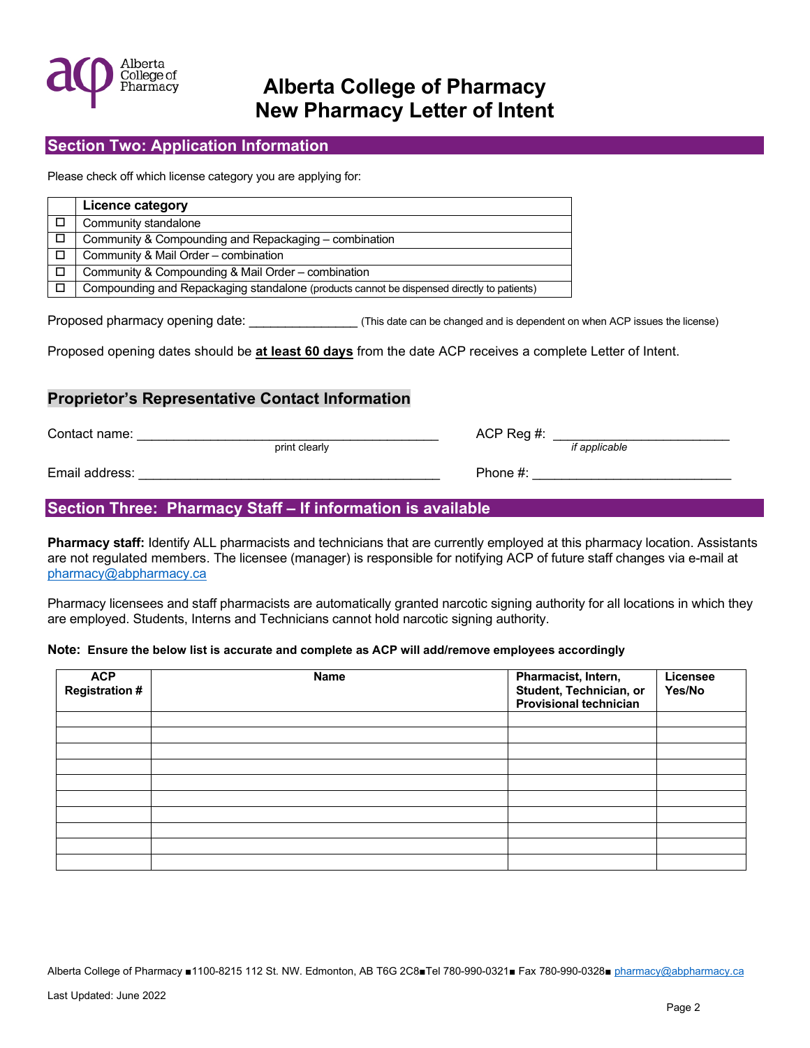# Alberta College of Pharmacy
# New Pharmacy Letter of Intent

## Section Two: Application Information

Please check off which license category you are applying for:

| | Licence category |
|---|---|
| ☐ | Community standalone |
| ☐ | Community & Compounding and Repackaging – combination |
| ☐ | Community & Mail Order – combination |
| ☐ | Community & Compounding & Mail Order – combination |
| ☐ | Compounding and Repackaging standalone (products cannot be dispensed directly to patients) |

Proposed pharmacy opening date: _______________ (This date can be changed and is dependent on when ACP issues the license)

Proposed opening dates should be **at least 60 days** from the date ACP receives a complete Letter of Intent.

### Proprietor's Representative Contact Information

Contact name: __________________________________________ (print clearly)    ACP Reg #: ________________________ (*if applicable*)

Email address: __________________________________________    Phone #: ___________________________

## Section Three: Pharmacy Staff – If information is available

**Pharmacy staff:** Identify ALL pharmacists and technicians that are currently employed at this pharmacy location. Assistants are not regulated members. The licensee (manager) is responsible for notifying ACP of future staff changes via e-mail at pharmacy@abpharmacy.ca

Pharmacy licensees and staff pharmacists are automatically granted narcotic signing authority for all locations in which they are employed. Students, Interns and Technicians cannot hold narcotic signing authority.

**Note: Ensure the below list is accurate and complete as ACP will add/remove employees accordingly**

| ACP Registration # | Name | Pharmacist, Intern, Student, Technician, or Provisional technician | Licensee Yes/No |
|---|---|---|---|
| | | | |
| | | | |
| | | | |
| | | | |
| | | | |
| | | | |
| | | | |
| | | | |
| | | | |
| | | | |

Alberta College of Pharmacy ■1100-8215 112 St. NW. Edmonton, AB T6G 2C8■Tel 780-990-0321■ Fax 780-990-0328■ pharmacy@abpharmacy.ca

Last Updated: June 2022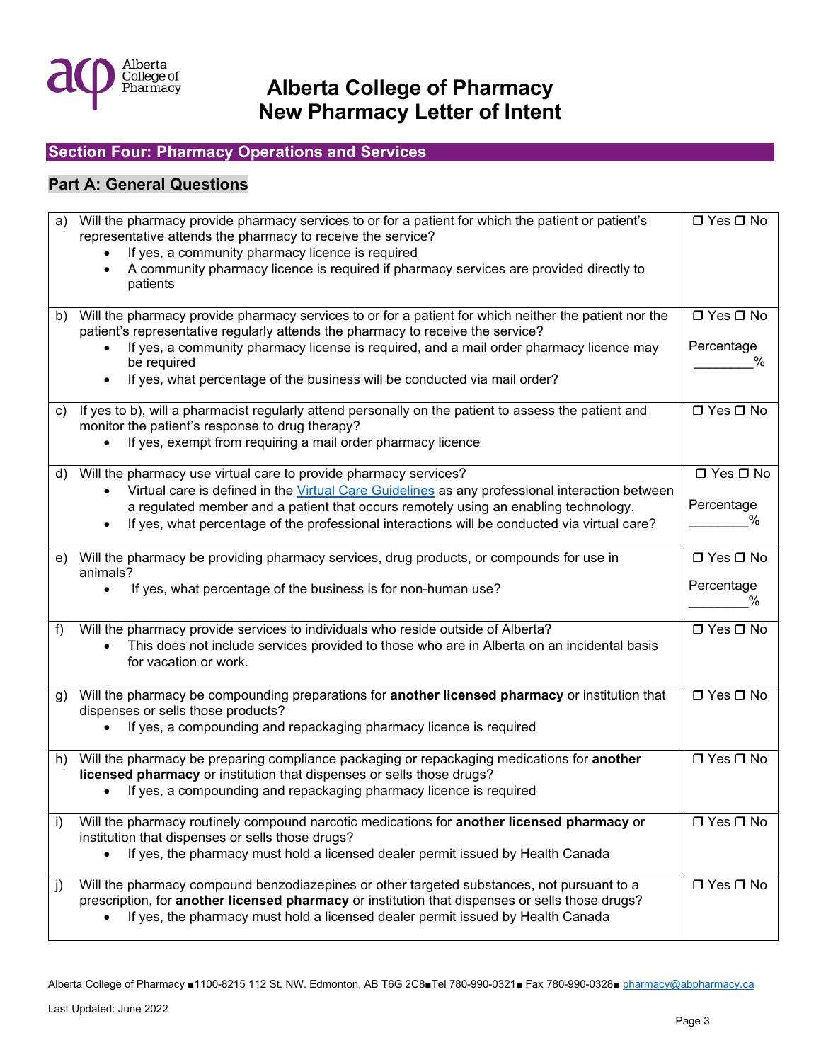# Alberta College of Pharmacy
# New Pharmacy Letter of Intent

## Section Four: Pharmacy Operations and Services

### Part A: General Questions

| | | |
|---|---|---|
| a) | Will the pharmacy provide pharmacy services to or for a patient for which the patient or patient's representative attends the pharmacy to receive the service?<br>• If yes, a community pharmacy licence is required<br>• A community pharmacy licence is required if pharmacy services are provided directly to patients | ❒ Yes ❒ No |
| b) | Will the pharmacy provide pharmacy services to or for a patient for which neither the patient nor the patient's representative regularly attends the pharmacy to receive the service?<br>• If yes, a community pharmacy license is required, and a mail order pharmacy licence may be required<br>• If yes, what percentage of the business will be conducted via mail order? | ❒ Yes ❒ No<br>Percentage ________% |
| c) | If yes to b), will a pharmacist regularly attend personally on the patient to assess the patient and monitor the patient's response to drug therapy?<br>• If yes, exempt from requiring a mail order pharmacy licence | ❒ Yes ❒ No |
| d) | Will the pharmacy use virtual care to provide pharmacy services?<br>• Virtual care is defined in the [Virtual Care Guidelines] as any professional interaction between a regulated member and a patient that occurs remotely using an enabling technology.<br>• If yes, what percentage of the professional interactions will be conducted via virtual care? | ❒ Yes ❒ No<br>Percentage ________% |
| e) | Will the pharmacy be providing pharmacy services, drug products, or compounds for use in animals?<br>• If yes, what percentage of the business is for non-human use? | ❒ Yes ❒ No<br>Percentage ________% |
| f) | Will the pharmacy provide services to individuals who reside outside of Alberta?<br>• This does not include services provided to those who are in Alberta on an incidental basis for vacation or work. | ❒ Yes ❒ No |
| g) | Will the pharmacy be compounding preparations for **another licensed pharmacy** or institution that dispenses or sells those products?<br>• If yes, a compounding and repackaging pharmacy licence is required | ❒ Yes ❒ No |
| h) | Will the pharmacy be preparing compliance packaging or repackaging medications for **another licensed pharmacy** or institution that dispenses or sells those drugs?<br>• If yes, a compounding and repackaging pharmacy licence is required | ❒ Yes ❒ No |
| i) | Will the pharmacy routinely compound narcotic medications for **another licensed pharmacy** or institution that dispenses or sells those drugs?<br>• If yes, the pharmacy must hold a licensed dealer permit issued by Health Canada | ❒ Yes ❒ No |
| j) | Will the pharmacy compound benzodiazepines or other targeted substances, not pursuant to a prescription, for **another licensed pharmacy** or institution that dispenses or sells those drugs?<br>• If yes, the pharmacy must hold a licensed dealer permit issued by Health Canada | ❒ Yes ❒ No |

Alberta College of Pharmacy ■1100-8215 112 St. NW. Edmonton, AB T6G 2C8■Tel 780-990-0321■ Fax 780-990-0328■ pharmacy@abpharmacy.ca

Last Updated: June 2022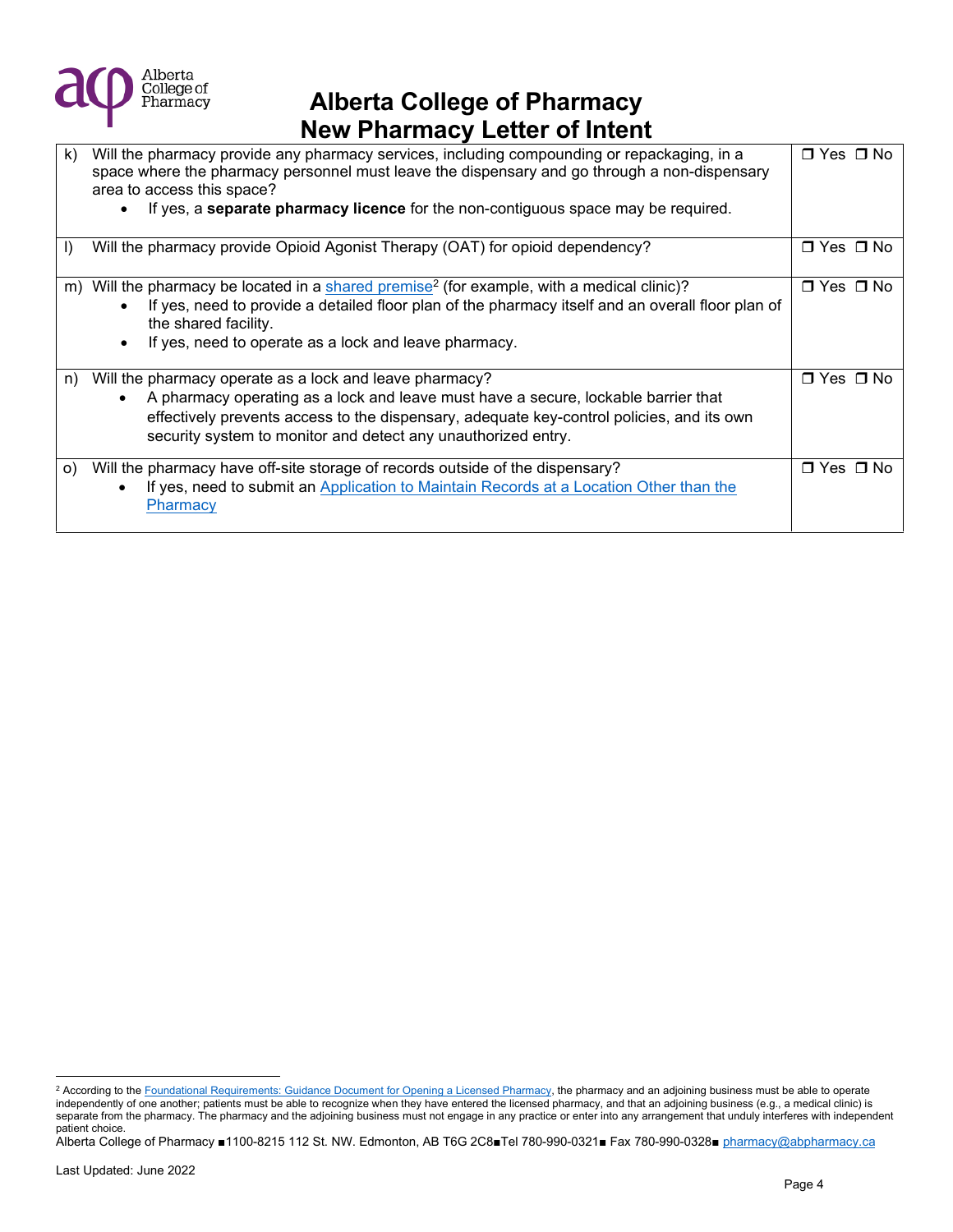# Alberta College of Pharmacy
# New Pharmacy Letter of Intent

| | | |
|---|---|---|
| k) | Will the pharmacy provide any pharmacy services, including compounding or repackaging, in a space where the pharmacy personnel must leave the dispensary and go through a non-dispensary area to access this space?<br>• If yes, a **separate pharmacy licence** for the non-contiguous space may be required. | ❒ Yes ❒ No |
| l) | Will the pharmacy provide Opioid Agonist Therapy (OAT) for opioid dependency? | ❒ Yes ❒ No |
| m) | Will the pharmacy be located in a shared premise[2] (for example, with a medical clinic)?<br>• If yes, need to provide a detailed floor plan of the pharmacy itself and an overall floor plan of the shared facility.<br>• If yes, need to operate as a lock and leave pharmacy. | ❒ Yes ❒ No |
| n) | Will the pharmacy operate as a lock and leave pharmacy?<br>• A pharmacy operating as a lock and leave must have a secure, lockable barrier that effectively prevents access to the dispensary, adequate key-control policies, and its own security system to monitor and detect any unauthorized entry. | ❒ Yes ❒ No |
| o) | Will the pharmacy have off-site storage of records outside of the dispensary?<br>• If yes, need to submit an Application to Maintain Records at a Location Other than the Pharmacy | ❒ Yes ❒ No |

[2] According to the Foundational Requirements: Guidance Document for Opening a Licensed Pharmacy, the pharmacy and an adjoining business must be able to operate independently of one another; patients must be able to recognize when they have entered the licensed pharmacy, and that an adjoining business (e.g., a medical clinic) is separate from the pharmacy. The pharmacy and the adjoining business must not engage in any practice or enter into any arrangement that unduly interferes with independent patient choice.

Alberta College of Pharmacy ■1100-8215 112 St. NW. Edmonton, AB T6G 2C8■Tel 780-990-0321■ Fax 780-990-0328■ pharmacy@abpharmacy.ca

Last Updated: June 2022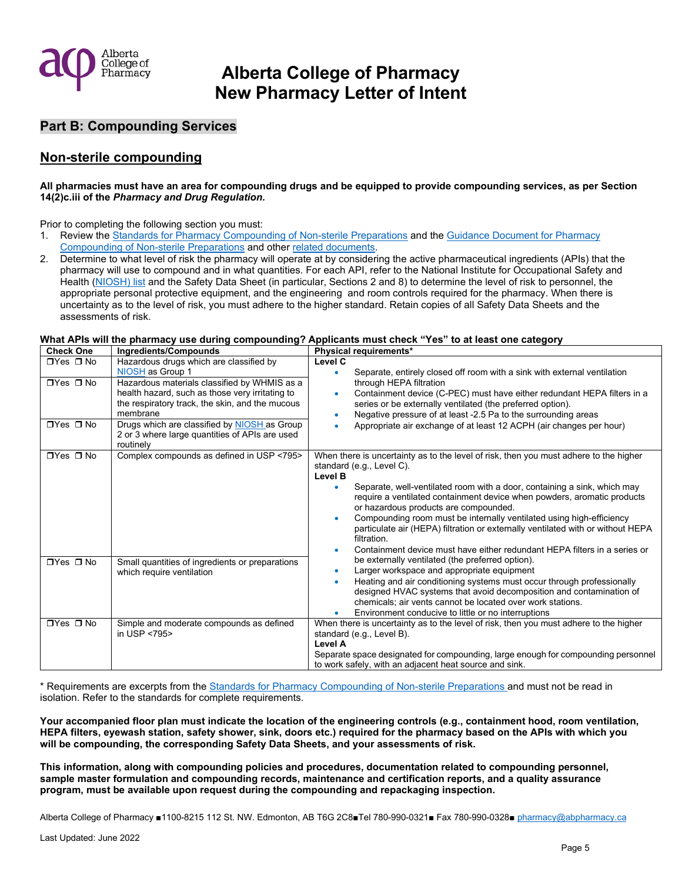# Alberta College of Pharmacy New Pharmacy Letter of Intent

## Part B: Compounding Services

## Non-sterile compounding

**All pharmacies must have an area for compounding drugs and be equipped to provide compounding services, as per Section 14(2)c.iii of the *Pharmacy and Drug Regulation.***

Prior to completing the following section you must:

1. Review the Standards for Pharmacy Compounding of Non-sterile Preparations and the Guidance Document for Pharmacy Compounding of Non-sterile Preparations and other related documents.
2. Determine to what level of risk the pharmacy will operate at by considering the active pharmaceutical ingredients (APIs) that the pharmacy will use to compound and in what quantities. For each API, refer to the National Institute for Occupational Safety and Health (NIOSH) list and the Safety Data Sheet (in particular, Sections 2 and 8) to determine the level of risk to personnel, the appropriate personal protective equipment, and the engineering and room controls required for the pharmacy. When there is uncertainty as to the level of risk, you must adhere to the higher standard. Retain copies of all Safety Data Sheets and the assessments of risk.

**What APIs will the pharmacy use during compounding? Applicants must check "Yes" to at least one category**

| Check One | Ingredients/Compounds | Physical requirements* |
|---|---|---|
| ☐Yes ☐ No | Hazardous drugs which are classified by NIOSH as Group 1 | **Level C**<br>• Separate, entirely closed off room with a sink with external ventilation through HEPA filtration<br>• Containment device (C-PEC) must have either redundant HEPA filters in a series or be externally ventilated (the preferred option).<br>• Negative pressure of at least -2.5 Pa to the surrounding areas<br>• Appropriate air exchange of at least 12 ACPH (air changes per hour) |
| ☐Yes ☐ No | Hazardous materials classified by WHMIS as a health hazard, such as those very irritating to the respiratory track, the skin, and the mucous membrane | |
| ☐Yes ☐ No | Drugs which are classified by NIOSH as Group 2 or 3 where large quantities of APIs are used routinely | |
| ☐Yes ☐ No | Complex compounds as defined in USP <795> | When there is uncertainty as to the level of risk, then you must adhere to the higher standard (e.g., Level C).<br>**Level B**<br>• Separate, well-ventilated room with a door, containing a sink, which may require a ventilated containment device when powders, aromatic products or hazardous products are compounded.<br>• Compounding room must be internally ventilated using high-efficiency particulate air (HEPA) filtration or externally ventilated with or without HEPA filtration.<br>• Containment device must have either redundant HEPA filters in a series or be externally ventilated (the preferred option).<br>• Larger workspace and appropriate equipment<br>• Heating and air conditioning systems must occur through professionally designed HVAC systems that avoid decomposition and contamination of chemicals; air vents cannot be located over work stations.<br>• Environment conducive to little or no interruptions |
| ☐Yes ☐ No | Small quantities of ingredients or preparations which require ventilation | |
| ☐Yes ☐ No | Simple and moderate compounds as defined in USP <795> | When there is uncertainty as to the level of risk, then you must adhere to the higher standard (e.g., Level B).<br>**Level A**<br>Separate space designated for compounding, large enough for compounding personnel to work safely, with an adjacent heat source and sink. |

\* Requirements are excerpts from the Standards for Pharmacy Compounding of Non-sterile Preparations and must not be read in isolation. Refer to the standards for complete requirements.

**Your accompanied floor plan must indicate the location of the engineering controls (e.g., containment hood, room ventilation, HEPA filters, eyewash station, safety shower, sink, doors etc.) required for the pharmacy based on the APIs with which you will be compounding, the corresponding Safety Data Sheets, and your assessments of risk.**

**This information, along with compounding policies and procedures, documentation related to compounding personnel, sample master formulation and compounding records, maintenance and certification reports, and a quality assurance program, must be available upon request during the compounding and repackaging inspection.**

Alberta College of Pharmacy ■1100-8215 112 St. NW. Edmonton, AB T6G 2C8■Tel 780-990-0321■ Fax 780-990-0328■ pharmacy@abpharmacy.ca

Last Updated: June 2022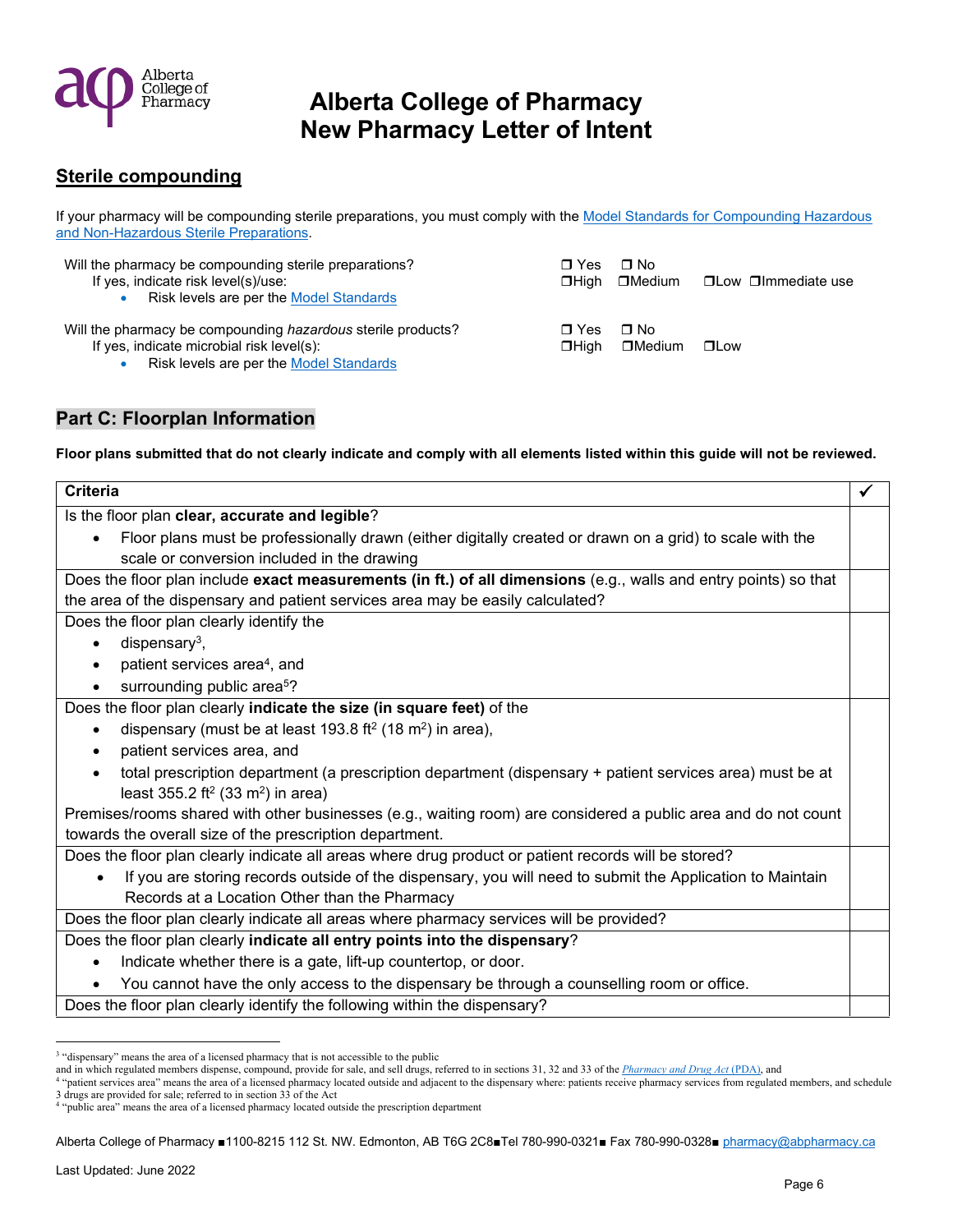# Alberta College of Pharmacy
# New Pharmacy Letter of Intent

## Sterile compounding

If your pharmacy will be compounding sterile preparations, you must comply with the [Model Standards for Compounding Hazardous and Non-Hazardous Sterile Preparations](#).

Will the pharmacy be compounding sterile preparations? ❐ Yes ❐ No
If yes, indicate risk level(s)/use: ❐High ❐Medium ❐Low ❐Immediate use
- Risk levels are per the [Model Standards](#)

Will the pharmacy be compounding *hazardous* sterile products? ❐ Yes ❐ No
If yes, indicate microbial risk level(s): ❐High ❐Medium ❐Low
- Risk levels are per the [Model Standards](#)

## Part C: Floorplan Information

**Floor plans submitted that do not clearly indicate and comply with all elements listed within this guide will not be reviewed.**

| Criteria | ✓ |
|---|---|
| Is the floor plan **clear, accurate and legible**?<br>• Floor plans must be professionally drawn (either digitally created or drawn on a grid) to scale with the scale or conversion included in the drawing | |
| Does the floor plan include **exact measurements (in ft.) of all dimensions** (e.g., walls and entry points) so that the area of the dispensary and patient services area may be easily calculated? | |
| Does the floor plan clearly identify the<br>• dispensary[3],<br>• patient services area[4], and<br>• surrounding public area[5]? | |
| Does the floor plan clearly **indicate the size (in square feet)** of the<br>• dispensary (must be at least 193.8 $ft^2$ (18 $m^2$) in area),<br>• patient services area, and<br>• total prescription department (a prescription department (dispensary + patient services area) must be at least 355.2 $ft^2$ (33 $m^2$) in area)<br>Premises/rooms shared with other businesses (e.g., waiting room) are considered a public area and do not count towards the overall size of the prescription department. | |
| Does the floor plan clearly indicate all areas where drug product or patient records will be stored?<br>• If you are storing records outside of the dispensary, you will need to submit the Application to Maintain Records at a Location Other than the Pharmacy | |
| Does the floor plan clearly indicate all areas where pharmacy services will be provided? | |
| Does the floor plan clearly **indicate all entry points into the dispensary**?<br>• Indicate whether there is a gate, lift-up countertop, or door.<br>• You cannot have the only access to the dispensary be through a counselling room or office. | |
| Does the floor plan clearly identify the following within the dispensary? | |

---

[3] "dispensary" means the area of a licensed pharmacy that is not accessible to the public and in which regulated members dispense, compound, provide for sale, and sell drugs, referred to in sections 31, 32 and 33 of the *[Pharmacy and Drug Act](#)* (PDA), and

[4] "patient services area" means the area of a licensed pharmacy located outside and adjacent to the dispensary where: patients receive pharmacy services from regulated members, and schedule 3 drugs are provided for sale; referred to in section 33 of the Act

[4] "public area" means the area of a licensed pharmacy located outside the prescription department

Alberta College of Pharmacy ■1100-8215 112 St. NW. Edmonton, AB T6G 2C8■Tel 780-990-0321■ Fax 780-990-0328■ [pharmacy@abpharmacy.ca](mailto:pharmacy@abpharmacy.ca)

Last Updated: June 2022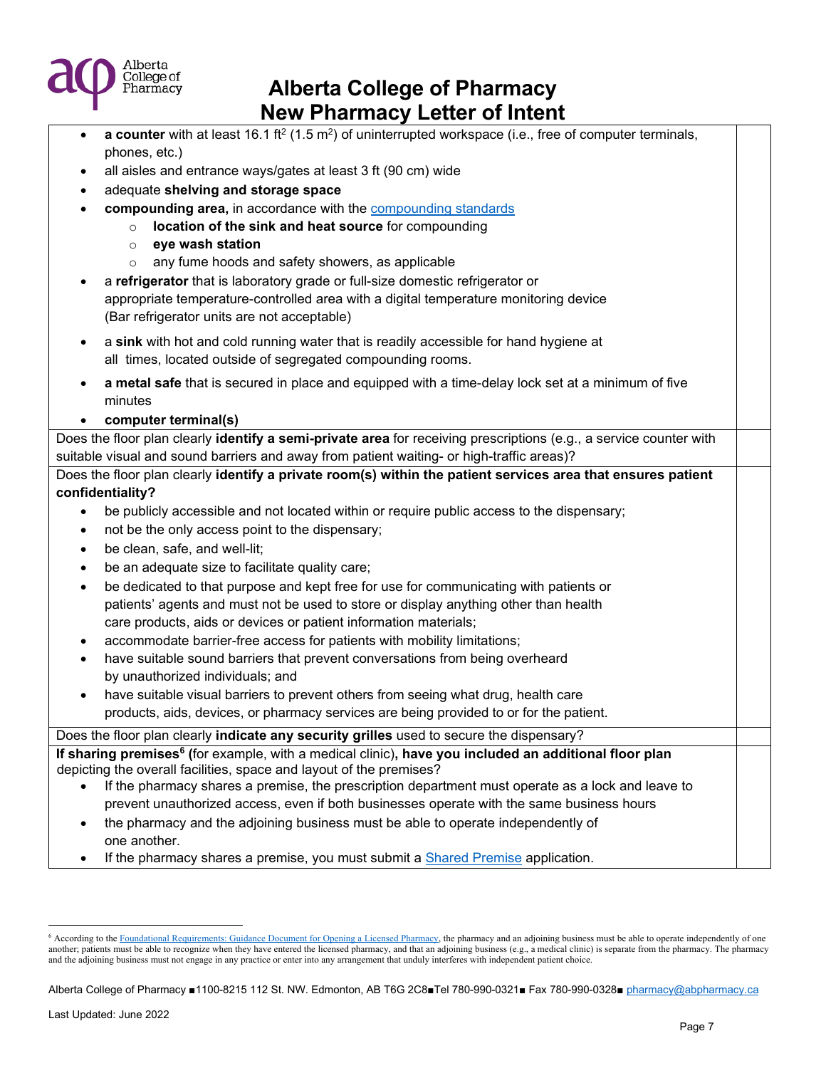| | |
|---|---|
| • **a counter** with at least 16.1 $ft^2$ (1.5 $m^2$) of uninterrupted workspace (i.e., free of computer terminals, phones, etc.)<br>• all aisles and entrance ways/gates at least 3 ft (90 cm) wide<br>• adequate **shelving and storage space**<br>• **compounding area,** in accordance with the compounding standards<br>&nbsp;&nbsp;&nbsp;&nbsp;○ **location of the sink and heat source** for compounding<br>&nbsp;&nbsp;&nbsp;&nbsp;○ **eye wash station**<br>&nbsp;&nbsp;&nbsp;&nbsp;○ any fume hoods and safety showers, as applicable<br>• a **refrigerator** that is laboratory grade or full-size domestic refrigerator or appropriate temperature-controlled area with a digital temperature monitoring device (Bar refrigerator units are not acceptable)<br>• a **sink** with hot and cold running water that is readily accessible for hand hygiene at all times, located outside of segregated compounding rooms.<br>• **a metal safe** that is secured in place and equipped with a time-delay lock set at a minimum of five minutes<br>• **computer terminal(s)** | |
| Does the floor plan clearly **identify a semi-private area** for receiving prescriptions (e.g., a service counter with suitable visual and sound barriers and away from patient waiting- or high-traffic areas)? | |
| Does the floor plan clearly **identify a private room(s) within the patient services area that ensures patient confidentiality?**<br>• be publicly accessible and not located within or require public access to the dispensary;<br>• not be the only access point to the dispensary;<br>• be clean, safe, and well-lit;<br>• be an adequate size to facilitate quality care;<br>• be dedicated to that purpose and kept free for use for communicating with patients or patients' agents and must not be used to store or display anything other than health care products, aids or devices or patient information materials;<br>• accommodate barrier-free access for patients with mobility limitations;<br>• have suitable sound barriers that prevent conversations from being overheard by unauthorized individuals; and<br>• have suitable visual barriers to prevent others from seeing what drug, health care products, aids, devices, or pharmacy services are being provided to or for the patient. | |
| Does the floor plan clearly **indicate any security grilles** used to secure the dispensary? | |
| **If sharing premises**[6] **(**for example, with a medical clinic)**, have you included an additional floor plan** depicting the overall facilities, space and layout of the premises?<br>• If the pharmacy shares a premise, the prescription department must operate as a lock and leave to prevent unauthorized access, even if both businesses operate with the same business hours<br>• the pharmacy and the adjoining business must be able to operate independently of one another.<br>• If the pharmacy shares a premise, you must submit a Shared Premise application. | |

[6] According to the Foundational Requirements: Guidance Document for Opening a Licensed Pharmacy, the pharmacy and an adjoining business must be able to operate independently of one another; patients must be able to recognize when they have entered the licensed pharmacy, and that an adjoining business (e.g., a medical clinic) is separate from the pharmacy. The pharmacy and the adjoining business must not engage in any practice or enter into any arrangement that unduly interferes with independent patient choice.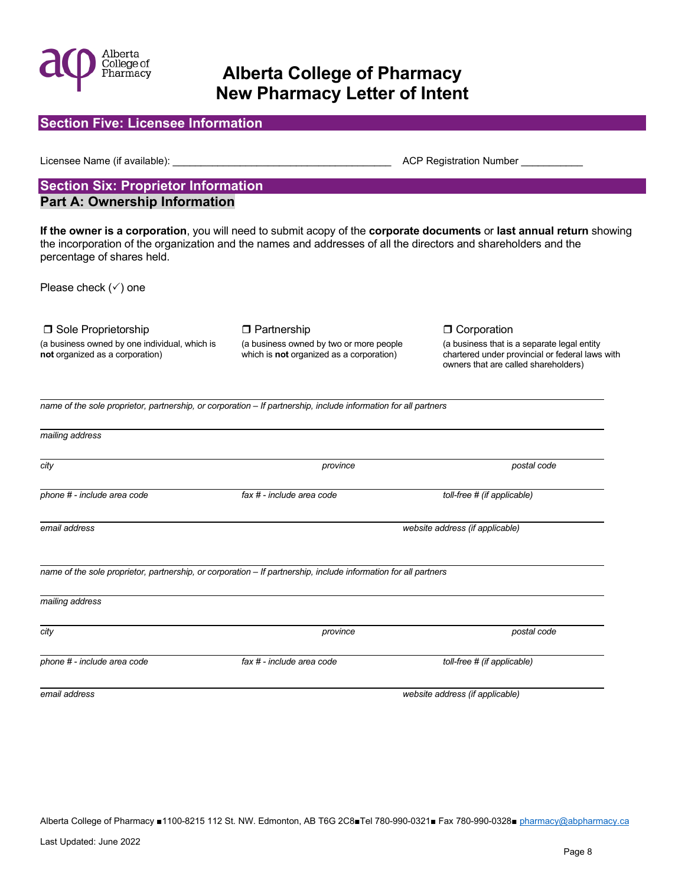# Alberta College of Pharmacy New Pharmacy Letter of Intent

## Section Five: Licensee Information

Licensee Name (if available): ______________________________________ ACP Registration Number ___________

## Section Six: Proprietor Information

### Part A: Ownership Information

**If the owner is a corporation**, you will need to submit acopy of the **corporate documents** or **last annual return** showing the incorporation of the organization and the names and addresses of all the directors and shareholders and the percentage of shares held.

Please check (✓) one

❒ Sole Proprietorship
(a business owned by one individual, which is **not** organized as a corporation)

❒ Partnership
(a business owned by two or more people which is **not** organized as a corporation)

❒ Corporation
(a business that is a separate legal entity chartered under provincial or federal laws with owners that are called shareholders)

_name of the sole proprietor, partnership, or corporation – If partnership, include information for all partners_

_mailing address_

_city_ _province_ _postal code_

_phone # - include area code_ _fax # - include area code_ _toll-free # (if applicable)_

_email address_ _website address (if applicable)_

_name of the sole proprietor, partnership, or corporation – If partnership, include information for all partners_

_mailing address_

_city_ _province_ _postal code_

_phone # - include area code_ _fax # - include area code_ _toll-free # (if applicable)_

_email address_ _website address (if applicable)_

Alberta College of Pharmacy ■1100-8215 112 St. NW. Edmonton, AB T6G 2C8■Tel 780-990-0321■ Fax 780-990-0328■ pharmacy@abpharmacy.ca

Last Updated: June 2022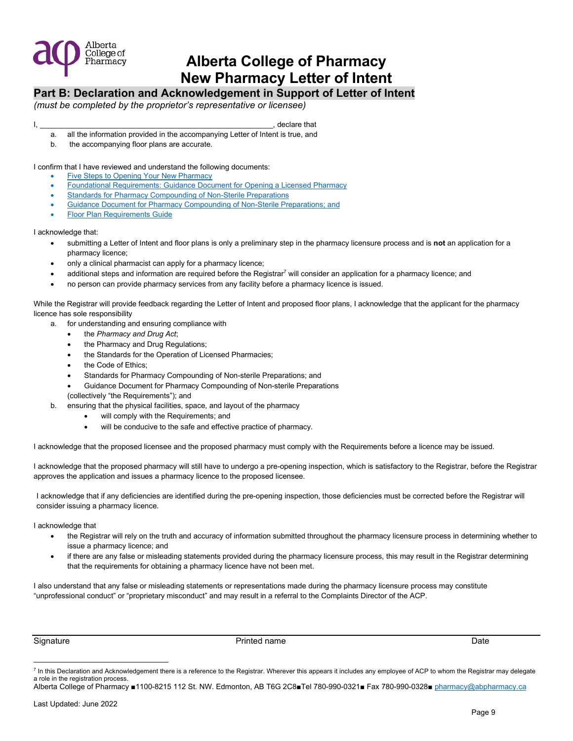# Alberta College of Pharmacy
# New Pharmacy Letter of Intent

## Part B: Declaration and Acknowledgement in Support of Letter of Intent

*(must be completed by the proprietor's representative or licensee)*

I, ______________________________________________________, declare that

a. all the information provided in the accompanying Letter of Intent is true, and
b. the accompanying floor plans are accurate.

I confirm that I have reviewed and understand the following documents:

- [Five Steps to Opening Your New Pharmacy]()
- [Foundational Requirements: Guidance Document for Opening a Licensed Pharmacy]()
- [Standards for Pharmacy Compounding of Non-Sterile Preparations]()
- [Guidance Document for Pharmacy Compounding of Non-Sterile Preparations; and]()
- [Floor Plan Requirements Guide]()

I acknowledge that:

- submitting a Letter of Intent and floor plans is only a preliminary step in the pharmacy licensure process and is **not** an application for a pharmacy licence;
- only a clinical pharmacist can apply for a pharmacy licence;
- additional steps and information are required before the Registrar[7] will consider an application for a pharmacy licence; and
- no person can provide pharmacy services from any facility before a pharmacy licence is issued.

While the Registrar will provide feedback regarding the Letter of Intent and proposed floor plans, I acknowledge that the applicant for the pharmacy licence has sole responsibility

a. for understanding and ensuring compliance with
   - the *Pharmacy and Drug Act*;
   - the Pharmacy and Drug Regulations;
   - the Standards for the Operation of Licensed Pharmacies;
   - the Code of Ethics;
   - Standards for Pharmacy Compounding of Non-sterile Preparations; and
   - Guidance Document for Pharmacy Compounding of Non-sterile Preparations

   (collectively "the Requirements"); and
b. ensuring that the physical facilities, space, and layout of the pharmacy
   - will comply with the Requirements; and
   - will be conducive to the safe and effective practice of pharmacy.

I acknowledge that the proposed licensee and the proposed pharmacy must comply with the Requirements before a licence may be issued.

I acknowledge that the proposed pharmacy will still have to undergo a pre-opening inspection, which is satisfactory to the Registrar, before the Registrar approves the application and issues a pharmacy licence to the proposed licensee.

I acknowledge that if any deficiencies are identified during the pre-opening inspection, those deficiencies must be corrected before the Registrar will consider issuing a pharmacy licence.

I acknowledge that

- the Registrar will rely on the truth and accuracy of information submitted throughout the pharmacy licensure process in determining whether to issue a pharmacy licence; and
- if there are any false or misleading statements provided during the pharmacy licensure process, this may result in the Registrar determining that the requirements for obtaining a pharmacy licence have not been met.

I also understand that any false or misleading statements or representations made during the pharmacy licensure process may constitute "unprofessional conduct" or "proprietary misconduct" and may result in a referral to the Complaints Director of the ACP.

| Signature | Printed name | Date |
|---|---|---|
| | | |

[7] In this Declaration and Acknowledgement there is a reference to the Registrar. Wherever this appears it includes any employee of ACP to whom the Registrar may delegate a role in the registration process.

Alberta College of Pharmacy ■1100-8215 112 St. NW. Edmonton, AB T6G 2C8■Tel 780-990-0321■ Fax 780-990-0328■ pharmacy@abpharmacy.ca

Last Updated: June 2022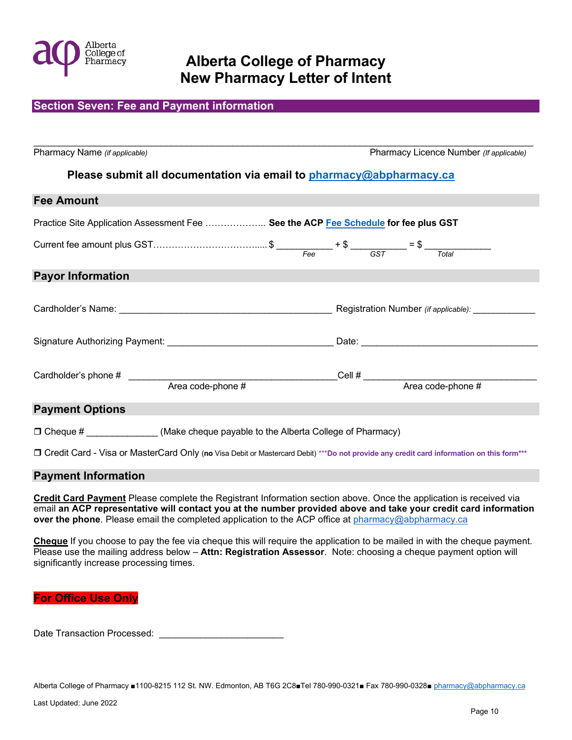# Alberta College of Pharmacy
# New Pharmacy Letter of Intent

## Section Seven: Fee and Payment information

______________________________________________________________________________________

Pharmacy Name *(if applicable)* Pharmacy Licence Number *(If applicable)*

**Please submit all documentation via email to [pharmacy@abpharmacy.ca](mailto:pharmacy@abpharmacy.ca)**

### Fee Amount

Practice Site Application Assessment Fee ……………….. **See the ACP Fee Schedule for fee plus GST**

Current fee amount plus GST……………………………..... $ __________ + $ __________ = $ ____________
*Fee* *GST* *Total*

### Payor Information

Cardholder's Name: ________________________________________ Registration Number *(if applicable)*: ____________

Signature Authorizing Payment: ______________________________ Date: _________________________________

Cardholder's phone # ________________________________________ Cell # _________________________________
Area code-phone # Area code-phone #

### Payment Options

❒ Cheque # _____________ (Make cheque payable to the Alberta College of Pharmacy)

❒ Credit Card - Visa or MasterCard Only (**no** Visa Debit or Mastercard Debit) **\*\*\*Do not provide any credit card information on this form\*\*\***

### Payment Information

**Credit Card Payment** Please complete the Registrant Information section above. Once the application is received via email **an ACP representative will contact you at the number provided above and take your credit card information over the phone**. Please email the completed application to the ACP office at [pharmacy@abpharmacy.ca](mailto:pharmacy@abpharmacy.ca)

**Cheque** If you choose to pay the fee via cheque this will require the application to be mailed in with the cheque payment. Please use the mailing address below – **Attn: Registration Assessor**. Note: choosing a cheque payment option will significantly increase processing times.

**For Office Use Only**

Date Transaction Processed: ______________________

Alberta College of Pharmacy ■1100-8215 112 St. NW. Edmonton, AB T6G 2C8■Tel 780-990-0321■ Fax 780-990-0328■ pharmacy@abpharmacy.ca

Last Updated: June 2022